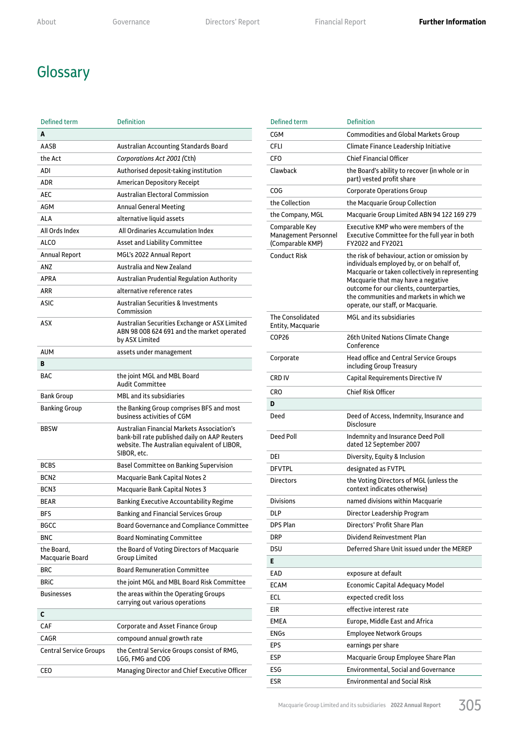# Glossary

| Defined term | Definition |
|---|---|
| **A** | |
| AASB | Australian Accounting Standards Board |
| the Act | *Corporations Act 2001* (Cth) |
| ADI | Authorised deposit-taking institution |
| ADR | American Depository Receipt |
| AEC | Australian Electoral Commission |
| AGM | Annual General Meeting |
| ALA | alternative liquid assets |
| All Ords Index | All Ordinaries Accumulation Index |
| ALCO | Asset and Liability Committee |
| Annual Report | MGL's 2022 Annual Report |
| ANZ | Australia and New Zealand |
| APRA | Australian Prudential Regulation Authority |
| ARR | alternative reference rates |
| ASIC | Australian Securities & Investments Commission |
| ASX | Australian Securities Exchange or ASX Limited ABN 98 008 624 691 and the market operated by ASX Limited |
| AUM | assets under management |
| **B** | |
| BAC | the joint MGL and MBL Board Audit Committee |
| Bank Group | MBL and its subsidiaries |
| Banking Group | the Banking Group comprises BFS and most business activities of CGM |
| BBSW | Australian Financial Markets Association's bank-bill rate published daily on AAP Reuters website. The Australian equivalent of LIBOR, SIBOR, etc. |
| BCBS | Basel Committee on Banking Supervision |
| BCN2 | Macquarie Bank Capital Notes 2 |
| BCN3 | Macquarie Bank Capital Notes 3 |
| BEAR | Banking Executive Accountability Regime |
| BFS | Banking and Financial Services Group |
| BGCC | Board Governance and Compliance Committee |
| BNC | Board Nominating Committee |
| the Board, Macquarie Board | the Board of Voting Directors of Macquarie Group Limited |
| BRC | Board Remuneration Committee |
| BRiC | the joint MGL and MBL Board Risk Committee |
| Businesses | the areas within the Operating Groups carrying out various operations |
| **C** | |
| CAF | Corporate and Asset Finance Group |
| CAGR | compound annual growth rate |
| Central Service Groups | the Central Service Groups consist of RMG, LGG, FMG and COG |
| CEO | Managing Director and Chief Executive Officer |
| CGM | Commodities and Global Markets Group |
| CFLI | Climate Finance Leadership Initiative |
| CFO | Chief Financial Officer |
| Clawback | the Board's ability to recover (in whole or in part) vested profit share |
| COG | Corporate Operations Group |
| the Collection | the Macquarie Group Collection |
| the Company, MGL | Macquarie Group Limited ABN 94 122 169 279 |
| Comparable Key Management Personnel (Comparable KMP) | Executive KMP who were members of the Executive Committee for the full year in both FY2022 and FY2021 |
| Conduct Risk | the risk of behaviour, action or omission by individuals employed by, or on behalf of, Macquarie or taken collectively in representing Macquarie that may have a negative outcome for our clients, counterparties, the communities and markets in which we operate, our staff, or Macquarie. |
| The Consolidated Entity, Macquarie | MGL and its subsidiaries |
| COP26 | 26th United Nations Climate Change Conference |
| Corporate | Head office and Central Service Groups including Group Treasury |
| CRD IV | Capital Requirements Directive IV |
| CRO | Chief Risk Officer |
| **D** | |
| Deed | Deed of Access, Indemnity, Insurance and Disclosure |
| Deed Poll | Indemnity and Insurance Deed Poll dated 12 September 2007 |
| DEI | Diversity, Equity & Inclusion |
| DFVTPL | designated as FVTPL |
| Directors | the Voting Directors of MGL (unless the context indicates otherwise) |
| Divisions | named divisions within Macquarie |
| DLP | Director Leadership Program |
| DPS Plan | Directors' Profit Share Plan |
| DRP | Dividend Reinvestment Plan |
| DSU | Deferred Share Unit issued under the MEREP |
| **E** | |
| EAD | exposure at default |
| ECAM | Economic Capital Adequacy Model |
| ECL | expected credit loss |
| EIR | effective interest rate |
| EMEA | Europe, Middle East and Africa |
| ENGs | Employee Network Groups |
| EPS | earnings per share |
| ESP | Macquarie Group Employee Share Plan |
| ESG | Environmental, Social and Governance |
| ESR | Environmental and Social Risk |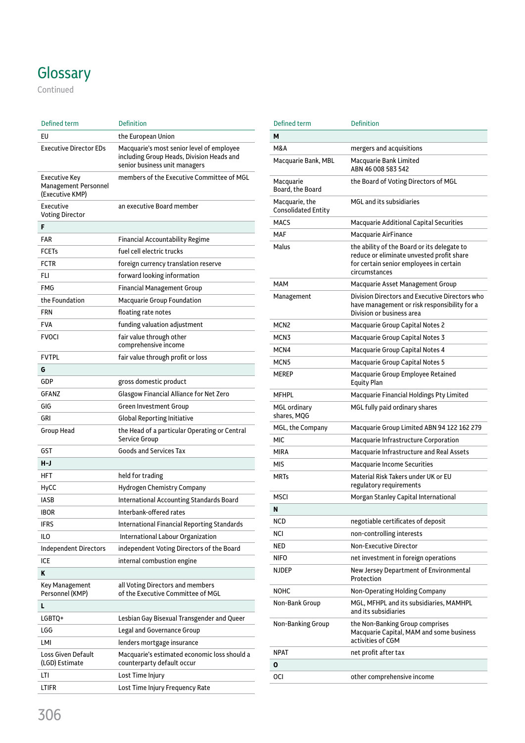# Glossary

Continued

| Defined term | Definition |
|---|---|
| EU | the European Union |
| Executive Director EDs | Macquarie's most senior level of employee including Group Heads, Division Heads and senior business unit managers |
| Executive Key Management Personnel (Executive KMP) | members of the Executive Committee of MGL |
| Executive Voting Director | an executive Board member |
| **F** | |
| FAR | Financial Accountability Regime |
| FCETs | fuel cell electric trucks |
| FCTR | foreign currency translation reserve |
| FLI | forward looking information |
| FMG | Financial Management Group |
| the Foundation | Macquarie Group Foundation |
| FRN | floating rate notes |
| FVA | funding valuation adjustment |
| FVOCI | fair value through other comprehensive income |
| FVTPL | fair value through profit or loss |
| **G** | |
| GDP | gross domestic product |
| GFANZ | Glasgow Financial Alliance for Net Zero |
| GIG | Green Investment Group |
| GRI | Global Reporting Initiative |
| Group Head | the Head of a particular Operating or Central Service Group |
| GST | Goods and Services Tax |
| **H–J** | |
| HFT | held for trading |
| HyCC | Hydrogen Chemistry Company |
| IASB | International Accounting Standards Board |
| IBOR | Interbank-offered rates |
| IFRS | International Financial Reporting Standards |
| ILO | International Labour Organization |
| Independent Directors | independent Voting Directors of the Board |
| ICE | internal combustion engine |
| **K** | |
| Key Management Personnel (KMP) | all Voting Directors and members of the Executive Committee of MGL |
| **L** | |
| LGBTQ+ | Lesbian Gay Bisexual Transgender and Queer |
| LGG | Legal and Governance Group |
| LMI | lenders mortgage insurance |
| Loss Given Default (LGD) Estimate | Macquarie's estimated economic loss should a counterparty default occur |
| LTI | Lost Time Injury |
| LTIFR | Lost Time Injury Frequency Rate |

| Defined term | Definition |
|---|---|
| **M** | |
| M&A | mergers and acquisitions |
| Macquarie Bank, MBL | Macquarie Bank Limited ABN 46 008 583 542 |
| Macquarie Board, the Board | the Board of Voting Directors of MGL |
| Macquarie, the Consolidated Entity | MGL and its subsidiaries |
| MACS | Macquarie Additional Capital Securities |
| MAF | Macquarie AirFinance |
| Malus | the ability of the Board or its delegate to reduce or eliminate unvested profit share for certain senior employees in certain circumstances |
| MAM | Macquarie Asset Management Group |
| Management | Division Directors and Executive Directors who have management or risk responsibility for a Division or business area |
| MCN2 | Macquarie Group Capital Notes 2 |
| MCN3 | Macquarie Group Capital Notes 3 |
| MCN4 | Macquarie Group Capital Notes 4 |
| MCN5 | Macquarie Group Capital Notes 5 |
| MEREP | Macquarie Group Employee Retained Equity Plan |
| MFHPL | Macquarie Financial Holdings Pty Limited |
| MGL ordinary shares, MQG | MGL fully paid ordinary shares |
| MGL, the Company | Macquarie Group Limited ABN 94 122 162 279 |
| MIC | Macquarie Infrastructure Corporation |
| MIRA | Macquarie Infrastructure and Real Assets |
| MIS | Macquarie Income Securities |
| MRTs | Material Risk Takers under UK or EU regulatory requirements |
| MSCI | Morgan Stanley Capital International |
| **N** | |
| NCD | negotiable certificates of deposit |
| NCI | non-controlling interests |
| NED | Non-Executive Director |
| NIFO | net investment in foreign operations |
| NJDEP | New Jersey Department of Environmental Protection |
| NOHC | Non-Operating Holding Company |
| Non-Bank Group | MGL, MFHPL and its subsidiaries, MAMHPL and its subsidiaries |
| Non-Banking Group | the Non-Banking Group comprises Macquarie Capital, MAM and some business activities of CGM |
| NPAT | net profit after tax |
| **O** | |
| OCI | other comprehensive income |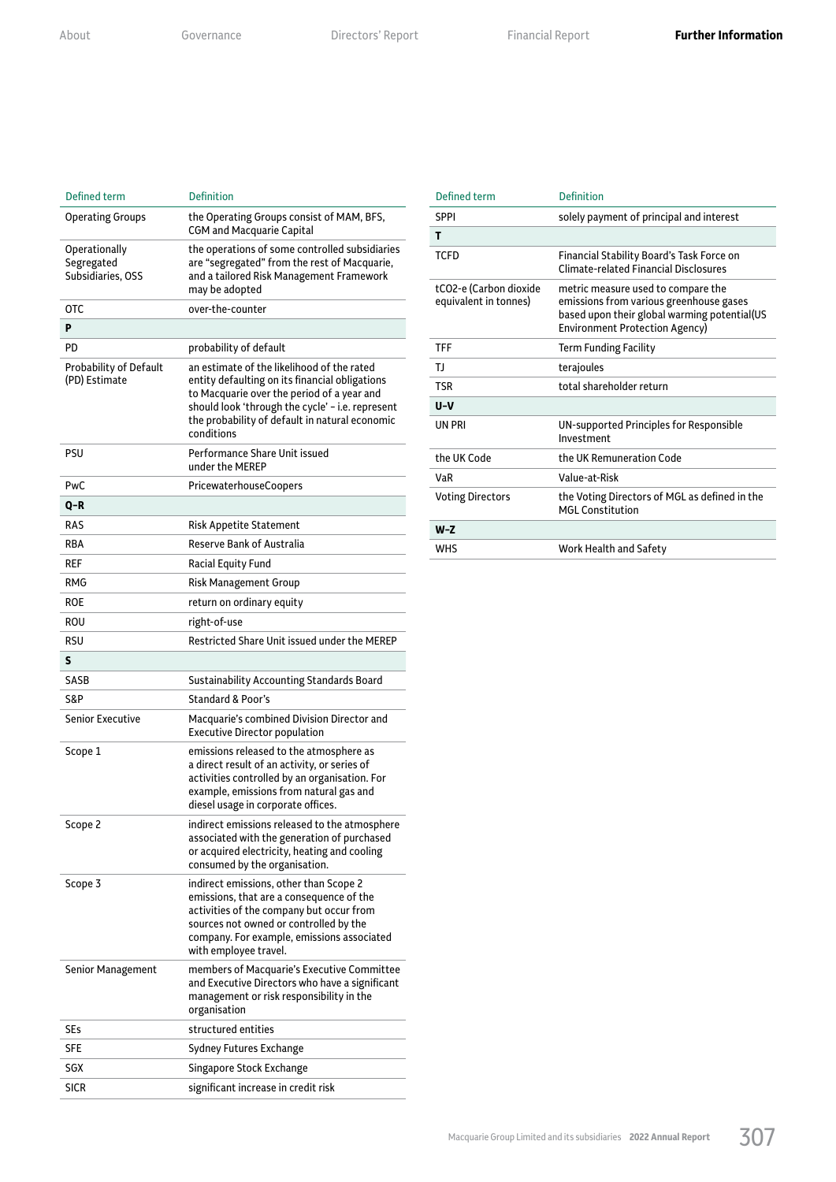| Defined term | Definition |
|---|---|
| Operating Groups | the Operating Groups consist of MAM, BFS, CGM and Macquarie Capital |
| Operationally Segregated Subsidiaries, OSS | the operations of some controlled subsidiaries are "segregated" from the rest of Macquarie, and a tailored Risk Management Framework may be adopted |
| OTC | over-the-counter |
| **P** | |
| PD | probability of default |
| Probability of Default (PD) Estimate | an estimate of the likelihood of the rated entity defaulting on its financial obligations to Macquarie over the period of a year and should look 'through the cycle' – i.e. represent the probability of default in natural economic conditions |
| PSU | Performance Share Unit issued under the MEREP |
| PwC | PricewaterhouseCoopers |
| **Q–R** | |
| RAS | Risk Appetite Statement |
| RBA | Reserve Bank of Australia |
| REF | Racial Equity Fund |
| RMG | Risk Management Group |
| ROE | return on ordinary equity |
| ROU | right-of-use |
| RSU | Restricted Share Unit issued under the MEREP |
| **S** | |
| SASB | Sustainability Accounting Standards Board |
| S&P | Standard & Poor's |
| Senior Executive | Macquarie's combined Division Director and Executive Director population |
| Scope 1 | emissions released to the atmosphere as a direct result of an activity, or series of activities controlled by an organisation. For example, emissions from natural gas and diesel usage in corporate offices. |
| Scope 2 | indirect emissions released to the atmosphere associated with the generation of purchased or acquired electricity, heating and cooling consumed by the organisation. |
| Scope 3 | indirect emissions, other than Scope 2 emissions, that are a consequence of the activities of the company but occur from sources not owned or controlled by the company. For example, emissions associated with employee travel. |
| Senior Management | members of Macquarie's Executive Committee and Executive Directors who have a significant management or risk responsibility in the organisation |
| SEs | structured entities |
| SFE | Sydney Futures Exchange |
| SGX | Singapore Stock Exchange |
| SICR | significant increase in credit risk |
| SPPI | solely payment of principal and interest |
| **T** | |
| TCFD | Financial Stability Board's Task Force on Climate-related Financial Disclosures |
| tCO2-e (Carbon dioxide equivalent in tonnes) | metric measure used to compare the emissions from various greenhouse gases based upon their global warming potential(US Environment Protection Agency) |
| TFF | Term Funding Facility |
| TJ | terajoules |
| TSR | total shareholder return |
| **U–V** | |
| UN PRI | UN-supported Principles for Responsible Investment |
| the UK Code | the UK Remuneration Code |
| VaR | Value-at-Risk |
| Voting Directors | the Voting Directors of MGL as defined in the MGL Constitution |
| **W–Z** | |
| WHS | Work Health and Safety |